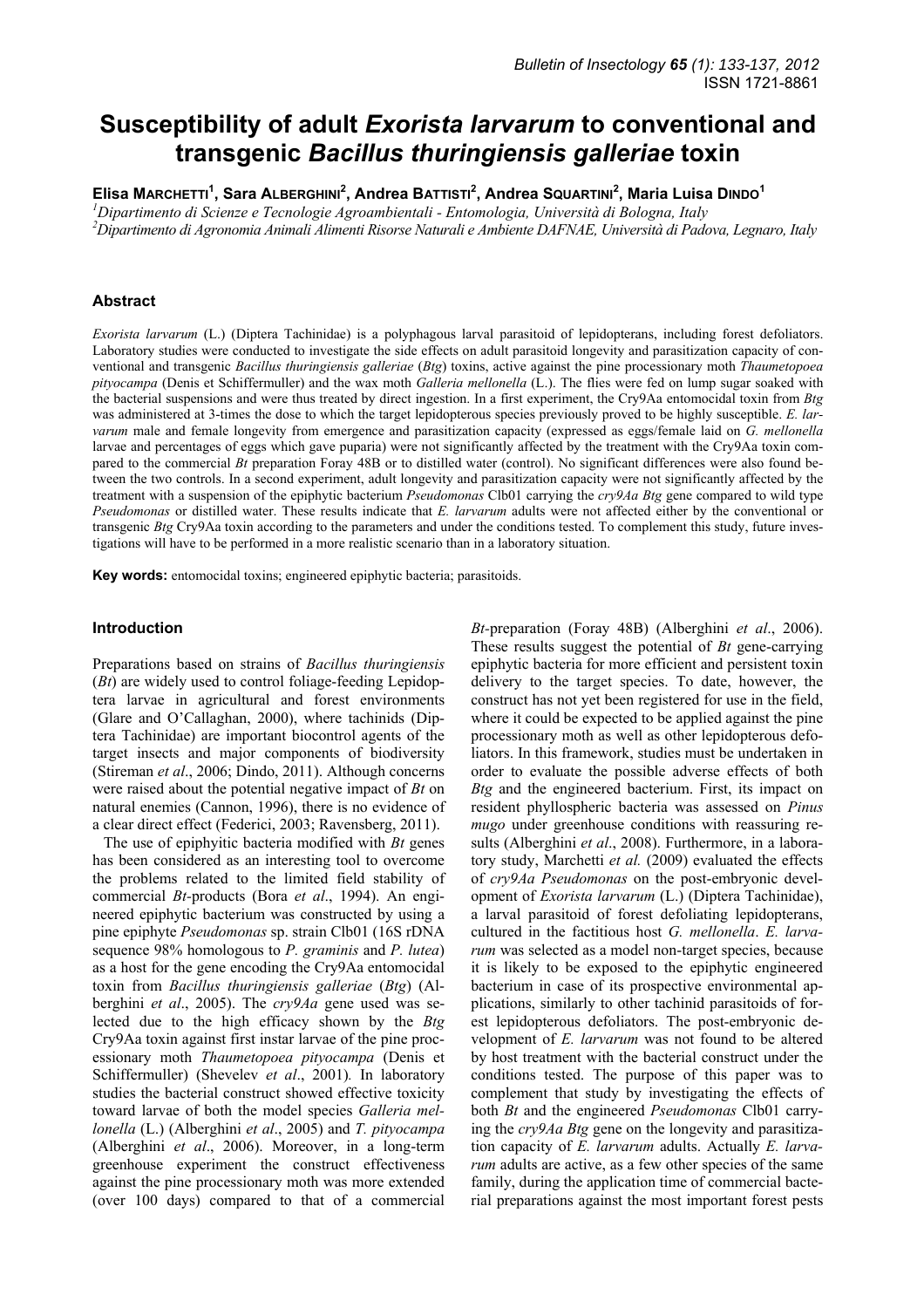# Susceptibility of adult *Exorista larvarum* to conventional and transgenic *Bacillus thuringiensis galleriae* toxin

**Elisa MARCHETTI[1], Sara ALBERGHINI[2], Andrea BATTISTI[2], Andrea SQUARTINI[2], Maria Luisa DINDO[1]**

[1]*Dipartimento di Scienze e Tecnologie Agroambientali - Entomologia, Università di Bologna, Italy*
[2]*Dipartimento di Agronomia Animali Alimenti Risorse Naturali e Ambiente DAFNAE, Università di Padova, Legnaro, Italy*

## Abstract

*Exorista larvarum* (L.) (Diptera Tachinidae) is a polyphagous larval parasitoid of lepidopterans, including forest defoliators. Laboratory studies were conducted to investigate the side effects on adult parasitoid longevity and parasitization capacity of conventional and transgenic *Bacillus thuringiensis galleriae* (*Btg*) toxins, active against the pine processionary moth *Thaumetopoea pityocampa* (Denis et Schiffermuller) and the wax moth *Galleria mellonella* (L.). The flies were fed on lump sugar soaked with the bacterial suspensions and were thus treated by direct ingestion. In a first experiment, the Cry9Aa entomocidal toxin from *Btg* was administered at 3-times the dose to which the target lepidopterous species previously proved to be highly susceptible. *E. larvarum* male and female longevity from emergence and parasitization capacity (expressed as eggs/female laid on *G. mellonella* larvae and percentages of eggs which gave puparia) were not significantly affected by the treatment with the Cry9Aa toxin compared to the commercial *Bt* preparation Foray 48B or to distilled water (control). No significant differences were also found between the two controls. In a second experiment, adult longevity and parasitization capacity were not significantly affected by the treatment with a suspension of the epiphytic bacterium *Pseudomonas* Clb01 carrying the *cry9Aa Btg* gene compared to wild type *Pseudomonas* or distilled water. These results indicate that *E. larvarum* adults were not affected either by the conventional or transgenic *Btg* Cry9Aa toxin according to the parameters and under the conditions tested. To complement this study, future investigations will have to be performed in a more realistic scenario than in a laboratory situation.

**Key words:** entomocidal toxins; engineered epiphytic bacteria; parasitoids.

## Introduction

Preparations based on strains of *Bacillus thuringiensis* (*Bt*) are widely used to control foliage-feeding Lepidoptera larvae in agricultural and forest environments (Glare and O'Callaghan, 2000), where tachinids (Diptera Tachinidae) are important biocontrol agents of the target insects and major components of biodiversity (Stireman *et al*., 2006; Dindo, 2011). Although concerns were raised about the potential negative impact of *Bt* on natural enemies (Cannon, 1996), there is no evidence of a clear direct effect (Federici, 2003; Ravensberg, 2011).

The use of epiphyitic bacteria modified with *Bt* genes has been considered as an interesting tool to overcome the problems related to the limited field stability of commercial *Bt*-products (Bora *et al*., 1994). An engineered epiphytic bacterium was constructed by using a pine epiphyte *Pseudomonas* sp. strain Clb01 (16S rDNA sequence 98% homologous to *P. graminis* and *P. lutea*) as a host for the gene encoding the Cry9Aa entomocidal toxin from *Bacillus thuringiensis galleriae* (*Btg*) (Alberghini *et al*., 2005). The *cry9Aa* gene was selected due to the high efficacy shown by the *Btg* Cry9Aa toxin against first instar larvae of the pine processionary moth *Thaumetopoea pityocampa* (Denis et Schiffermuller) (Shevelev *et al*., 2001)*.* In laboratory studies the bacterial construct showed effective toxicity toward larvae of both the model species *Galleria mellonella* (L.) (Alberghini *et al*., 2005) and *T. pityocampa* (Alberghini *et al*., 2006). Moreover, in a long-term greenhouse experiment the construct effectiveness against the pine processionary moth was more extended (over 100 days) compared to that of a commercial *Bt*-preparation (Foray 48B) (Alberghini *et al*., 2006). These results suggest the potential of *Bt* gene-carrying epiphytic bacteria for more efficient and persistent toxin delivery to the target species. To date, however, the construct has not yet been registered for use in the field, where it could be expected to be applied against the pine processionary moth as well as other lepidopterous defoliators. In this framework, studies must be undertaken in order to evaluate the possible adverse effects of both *Btg* and the engineered bacterium. First, its impact on resident phyllospheric bacteria was assessed on *Pinus mugo* under greenhouse conditions with reassuring results (Alberghini *et al*., 2008). Furthermore, in a laboratory study, Marchetti *et al.* (2009) evaluated the effects of *cry9Aa Pseudomonas* on the post-embryonic development of *Exorista larvarum* (L.) (Diptera Tachinidae), a larval parasitoid of forest defoliating lepidopterans, cultured in the factitious host *G. mellonella*. *E. larvarum* was selected as a model non-target species, because it is likely to be exposed to the epiphytic engineered bacterium in case of its prospective environmental applications, similarly to other tachinid parasitoids of forest lepidopterous defoliators. The post-embryonic development of *E. larvarum* was not found to be altered by host treatment with the bacterial construct under the conditions tested. The purpose of this paper was to complement that study by investigating the effects of both *Bt* and the engineered *Pseudomonas* Clb01 carrying the *cry9Aa Btg* gene on the longevity and parasitization capacity of *E. larvarum* adults. Actually *E. larvarum* adults are active, as a few other species of the same family, during the application time of commercial bacterial preparations against the most important forest pests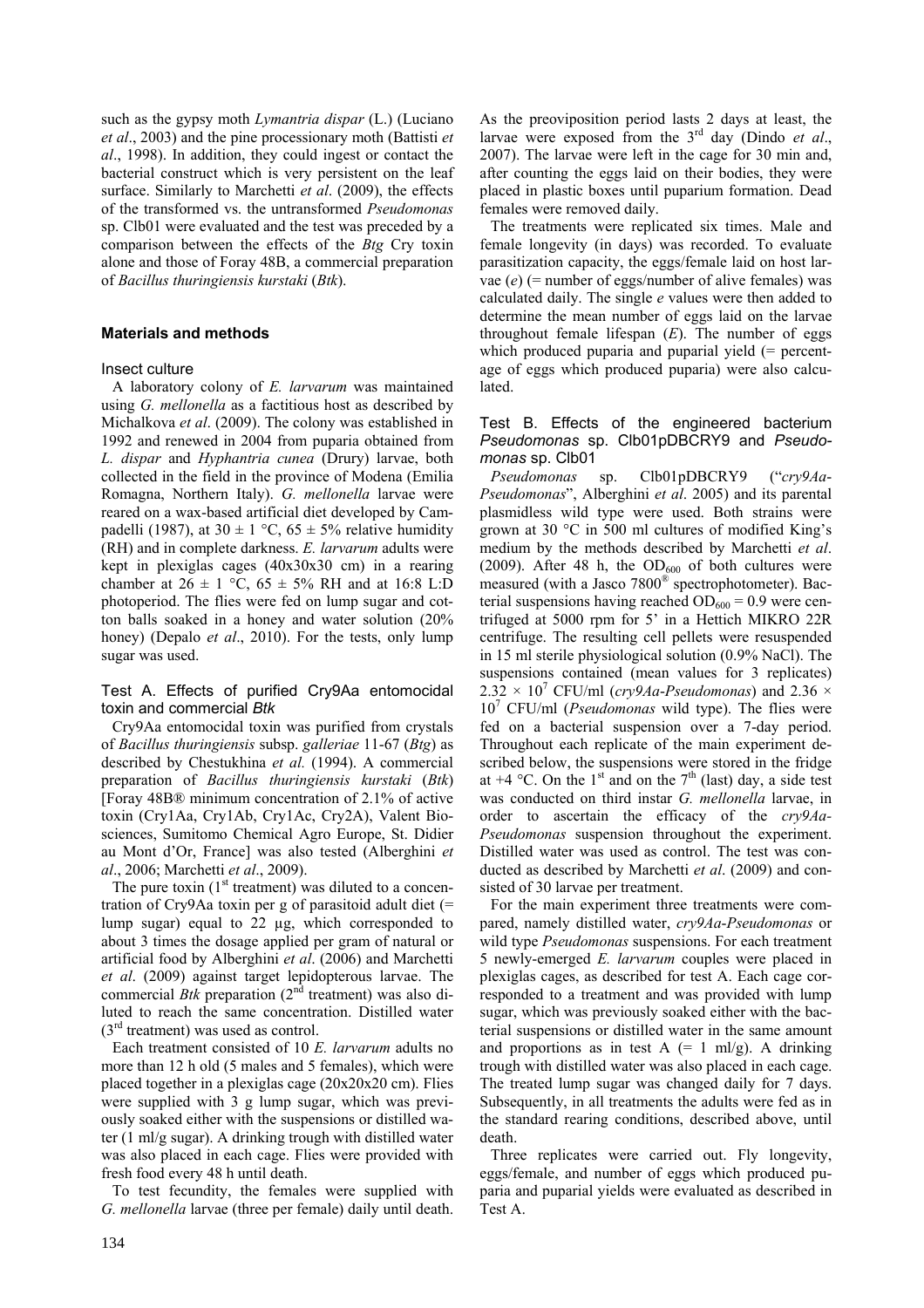such as the gypsy moth *Lymantria dispar* (L.) (Luciano *et al*., 2003) and the pine processionary moth (Battisti *et al*., 1998). In addition, they could ingest or contact the bacterial construct which is very persistent on the leaf surface. Similarly to Marchetti *et al*. (2009), the effects of the transformed vs. the untransformed *Pseudomonas* sp. Clb01 were evaluated and the test was preceded by a comparison between the effects of the *Btg* Cry toxin alone and those of Foray 48B, a commercial preparation of *Bacillus thuringiensis kurstaki* (*Btk*).

## Materials and methods

### Insect culture

A laboratory colony of *E. larvarum* was maintained using *G. mellonella* as a factitious host as described by Michalkova *et al*. (2009). The colony was established in 1992 and renewed in 2004 from puparia obtained from *L. dispar* and *Hyphantria cunea* (Drury) larvae, both collected in the field in the province of Modena (Emilia Romagna, Northern Italy). *G. mellonella* larvae were reared on a wax-based artificial diet developed by Campadelli (1987), at 30 ± 1 °C, 65 ± 5% relative humidity (RH) and in complete darkness. *E. larvarum* adults were kept in plexiglas cages (40x30x30 cm) in a rearing chamber at 26 ± 1 °C, 65 ± 5% RH and at 16:8 L:D photoperiod. The flies were fed on lump sugar and cotton balls soaked in a honey and water solution (20% honey) (Depalo *et al*., 2010). For the tests, only lump sugar was used.

### Test A. Effects of purified Cry9Aa entomocidal toxin and commercial *Btk*

Cry9Aa entomocidal toxin was purified from crystals of *Bacillus thuringiensis* subsp. *galleriae* 11-67 (*Btg*) as described by Chestukhina *et al.* (1994). A commercial preparation of *Bacillus thuringiensis kurstaki* (*Btk*) [Foray 48B® minimum concentration of 2.1% of active toxin (Cry1Aa, Cry1Ab, Cry1Ac, Cry2A), Valent Biosciences, Sumitomo Chemical Agro Europe, St. Didier au Mont d'Or, France] was also tested (Alberghini *et al*., 2006; Marchetti *et al*., 2009).

The pure toxin (1st treatment) was diluted to a concentration of Cry9Aa toxin per g of parasitoid adult diet (= lump sugar) equal to 22 µg, which corresponded to about 3 times the dosage applied per gram of natural or artificial food by Alberghini *et al*. (2006) and Marchetti *et al*. (2009) against target lepidopterous larvae. The commercial *Btk* preparation (2nd treatment) was also diluted to reach the same concentration. Distilled water (3rd treatment) was used as control.

Each treatment consisted of 10 *E. larvarum* adults no more than 12 h old (5 males and 5 females), which were placed together in a plexiglas cage (20x20x20 cm). Flies were supplied with 3 g lump sugar, which was previously soaked either with the suspensions or distilled water (1 ml/g sugar). A drinking trough with distilled water was also placed in each cage. Flies were provided with fresh food every 48 h until death.

To test fecundity, the females were supplied with *G. mellonella* larvae (three per female) daily until death. As the preoviposition period lasts 2 days at least, the larvae were exposed from the 3rd day (Dindo *et al*., 2007). The larvae were left in the cage for 30 min and, after counting the eggs laid on their bodies, they were placed in plastic boxes until puparium formation. Dead females were removed daily.

The treatments were replicated six times. Male and female longevity (in days) was recorded. To evaluate parasitization capacity, the eggs/female laid on host larvae (*e*) (= number of eggs/number of alive females) was calculated daily. The single *e* values were then added to determine the mean number of eggs laid on the larvae throughout female lifespan (*E*). The number of eggs which produced puparia and puparial yield (= percentage of eggs which produced puparia) were also calculated.

### Test B. Effects of the engineered bacterium *Pseudomonas* sp. Clb01pDBCRY9 and *Pseudomonas* sp. Clb01

*Pseudomonas* sp. Clb01pDBCRY9 ("*cry9Aa-Pseudomonas*", Alberghini *et al*. 2005) and its parental plasmidless wild type were used. Both strains were grown at 30 °C in 500 ml cultures of modified King's medium by the methods described by Marchetti *et al*. (2009). After 48 h, the $OD_{600}$ of both cultures were measured (with a Jasco 7800® spectrophotometer). Bacterial suspensions having reached $OD_{600}$ = 0.9 were centrifuged at 5000 rpm for 5' in a Hettich MIKRO 22R centrifuge. The resulting cell pellets were resuspended in 15 ml sterile physiological solution (0.9% NaCl). The suspensions contained (mean values for 3 replicates) $2.32 \times 10^7$ CFU/ml (*cry9Aa-Pseudomonas*) and $2.36 \times 10^7$ CFU/ml (*Pseudomonas* wild type). The flies were fed on a bacterial suspension over a 7-day period. Throughout each replicate of the main experiment described below, the suspensions were stored in the fridge at +4 °C. On the 1st and on the 7th (last) day, a side test was conducted on third instar *G. mellonella* larvae, in order to ascertain the efficacy of the *cry9Aa-Pseudomonas* suspension throughout the experiment. Distilled water was used as control. The test was conducted as described by Marchetti *et al*. (2009) and consisted of 30 larvae per treatment.

For the main experiment three treatments were compared, namely distilled water, *cry9Aa-Pseudomonas* or wild type *Pseudomonas* suspensions. For each treatment 5 newly-emerged *E. larvarum* couples were placed in plexiglas cages, as described for test A. Each cage corresponded to a treatment and was provided with lump sugar, which was previously soaked either with the bacterial suspensions or distilled water in the same amount and proportions as in test A (= 1 ml/g). A drinking trough with distilled water was also placed in each cage. The treated lump sugar was changed daily for 7 days. Subsequently, in all treatments the adults were fed as in the standard rearing conditions, described above, until death.

Three replicates were carried out. Fly longevity, eggs/female, and number of eggs which produced puparia and puparial yields were evaluated as described in Test A.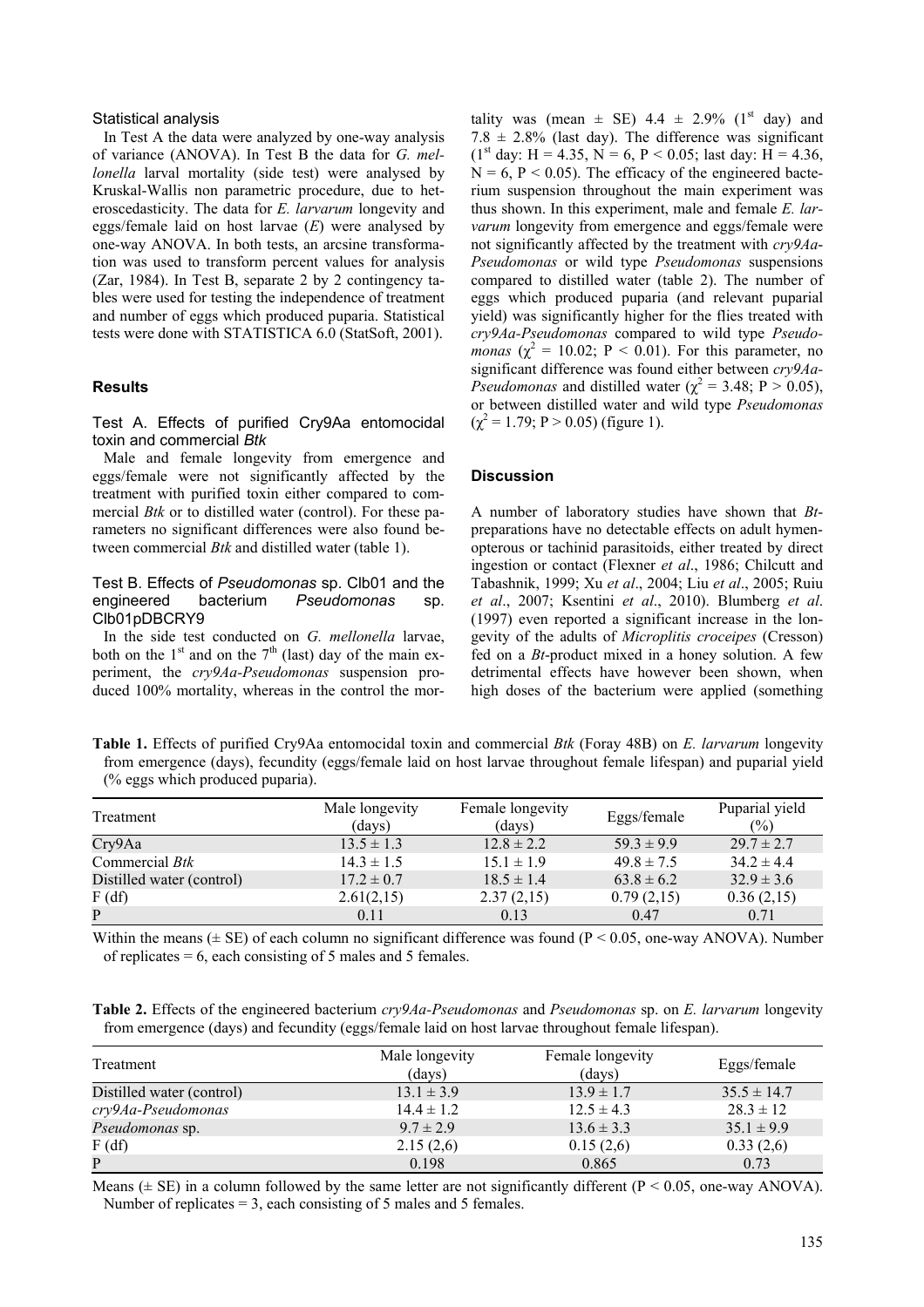### Statistical analysis

In Test A the data were analyzed by one-way analysis of variance (ANOVA). In Test B the data for *G. mellonella* larval mortality (side test) were analysed by Kruskal-Wallis non parametric procedure, due to heteroscedasticity. The data for *E. larvarum* longevity and eggs/female laid on host larvae (*E*) were analysed by one-way ANOVA. In both tests, an arcsine transformation was used to transform percent values for analysis (Zar, 1984). In Test B, separate 2 by 2 contingency tables were used for testing the independence of treatment and number of eggs which produced puparia. Statistical tests were done with STATISTICA 6.0 (StatSoft, 2001).

## Results

### Test A. Effects of purified Cry9Aa entomocidal toxin and commercial *Btk*

Male and female longevity from emergence and eggs/female were not significantly affected by the treatment with purified toxin either compared to commercial *Btk* or to distilled water (control). For these parameters no significant differences were also found between commercial *Btk* and distilled water (table 1).

### Test B. Effects of *Pseudomonas* sp. Clb01 and the engineered bacterium *Pseudomonas* sp. Clb01pDBCRY9

In the side test conducted on *G. mellonella* larvae, both on the 1[st] and on the 7[th] (last) day of the main experiment, the *cry9Aa-Pseudomonas* suspension produced 100% mortality, whereas in the control the mortality was (mean ± SE) 4.4 ± 2.9% (1[st] day) and 7.8 ± 2.8% (last day). The difference was significant (1[st] day: $H = 4.35$, $N = 6$, $P < 0.05$; last day: $H = 4.36$, $N = 6$, $P < 0.05$). The efficacy of the engineered bacterium suspension throughout the main experiment was thus shown. In this experiment, male and female *E. larvarum* longevity from emergence and eggs/female were not significantly affected by the treatment with *cry9Aa-Pseudomonas* or wild type *Pseudomonas* suspensions compared to distilled water (table 2). The number of eggs which produced puparia (and relevant puparial yield) was significantly higher for the flies treated with *cry9Aa-Pseudomonas* compared to wild type *Pseudomonas* ($\chi^2 = 10.02$; $P < 0.01$). For this parameter, no significant difference was found either between *cry9Aa-Pseudomonas* and distilled water ($\chi^2 = 3.48$; $P > 0.05$), or between distilled water and wild type *Pseudomonas* ($\chi^2 = 1.79$; $P > 0.05$) (figure 1).

## Discussion

A number of laboratory studies have shown that *Bt*-preparations have no detectable effects on adult hymenopterous or tachinid parasitoids, either treated by direct ingestion or contact (Flexner *et al*., 1986; Chilcutt and Tabashnik, 1999; Xu *et al*., 2004; Liu *et al*., 2005; Ruiu *et al*., 2007; Ksentini *et al*., 2010). Blumberg *et al*. (1997) even reported a significant increase in the longevity of the adults of *Microplitis croceipes* (Cresson) fed on a *Bt*-product mixed in a honey solution. A few detrimental effects have however been shown, when high doses of the bacterium were applied (something

**Table 1.** Effects of purified Cry9Aa entomocidal toxin and commercial *Btk* (Foray 48B) on *E. larvarum* longevity from emergence (days), fecundity (eggs/female laid on host larvae throughout female lifespan) and puparial yield (% eggs which produced puparia).

| Treatment | Male longevity (days) | Female longevity (days) | Eggs/female | Puparial yield (%) |
|---|---|---|---|---|
| Cry9Aa | 13.5 ± 1.3 | 12.8 ± 2.2 | 59.3 ± 9.9 | 29.7 ± 2.7 |
| Commercial *Btk* | 14.3 ± 1.5 | 15.1 ± 1.9 | 49.8 ± 7.5 | 34.2 ± 4.4 |
| Distilled water (control) | 17.2 ± 0.7 | 18.5 ± 1.4 | 63.8 ± 6.2 | 32.9 ± 3.6 |
| F (df) | 2.61(2,15) | 2.37 (2,15) | 0.79 (2,15) | 0.36 (2,15) |
| P | 0.11 | 0.13 | 0.47 | 0.71 |

Within the means (± SE) of each column no significant difference was found ($P < 0.05$, one-way ANOVA). Number of replicates = 6, each consisting of 5 males and 5 females.

**Table 2.** Effects of the engineered bacterium *cry9Aa-Pseudomonas* and *Pseudomonas* sp. on *E. larvarum* longevity from emergence (days) and fecundity (eggs/female laid on host larvae throughout female lifespan).

| Treatment | Male longevity (days) | Female longevity (days) | Eggs/female |
|---|---|---|---|
| Distilled water (control) | 13.1 ± 3.9 | 13.9 ± 1.7 | 35.5 ± 14.7 |
| *cry9Aa-Pseudomonas* | 14.4 ± 1.2 | 12.5 ± 4.3 | 28.3 ± 12 |
| *Pseudomonas* sp. | 9.7 ± 2.9 | 13.6 ± 3.3 | 35.1 ± 9.9 |
| F (df) | 2.15 (2,6) | 0.15 (2,6) | 0.33 (2,6) |
| P | 0.198 | 0.865 | 0.73 |

Means (± SE) in a column followed by the same letter are not significantly different ($P < 0.05$, one-way ANOVA). Number of replicates = 3, each consisting of 5 males and 5 females.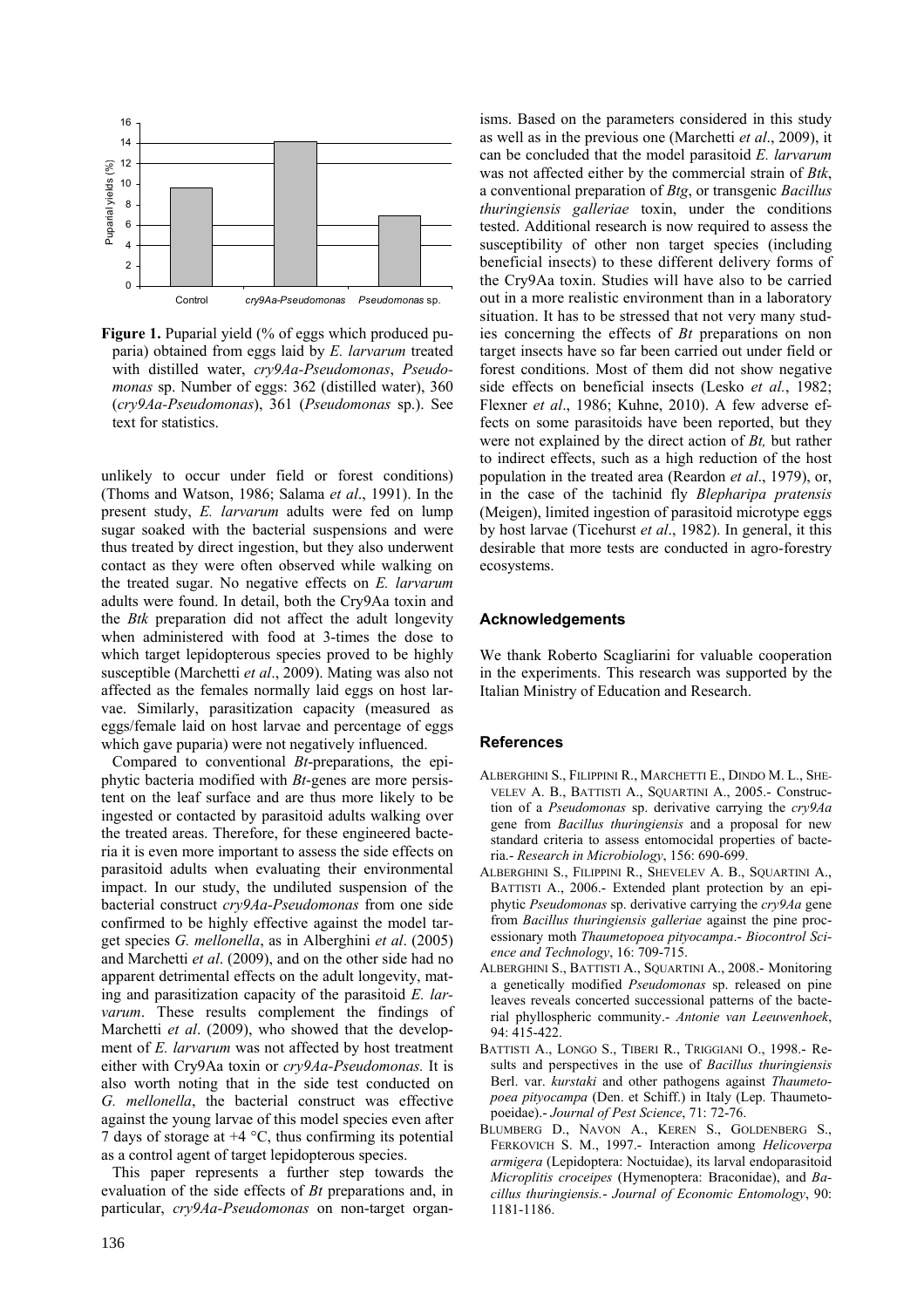**Figure 1.** Puparial yield (% of eggs which produced puparia) obtained from eggs laid by *E. larvarum* treated with distilled water, *cry9Aa-Pseudomonas*, *Pseudomonas* sp. Number of eggs: 362 (distilled water), 360 (*cry9Aa-Pseudomonas*), 361 (*Pseudomonas* sp.). See text for statistics.

unlikely to occur under field or forest conditions) (Thoms and Watson, 1986; Salama *et al*., 1991). In the present study, *E. larvarum* adults were fed on lump sugar soaked with the bacterial suspensions and were thus treated by direct ingestion, but they also underwent contact as they were often observed while walking on the treated sugar. No negative effects on *E. larvarum* adults were found. In detail, both the Cry9Aa toxin and the *Btk* preparation did not affect the adult longevity when administered with food at 3-times the dose to which target lepidopterous species proved to be highly susceptible (Marchetti *et al*., 2009). Mating was also not affected as the females normally laid eggs on host larvae. Similarly, parasitization capacity (measured as eggs/female laid on host larvae and percentage of eggs which gave puparia) were not negatively influenced.

Compared to conventional *Bt*-preparations, the epiphytic bacteria modified with *Bt*-genes are more persistent on the leaf surface and are thus more likely to be ingested or contacted by parasitoid adults walking over the treated areas. Therefore, for these engineered bacteria it is even more important to assess the side effects on parasitoid adults when evaluating their environmental impact. In our study, the undiluted suspension of the bacterial construct *cry9Aa-Pseudomonas* from one side confirmed to be highly effective against the model target species *G. mellonella*, as in Alberghini *et al*. (2005) and Marchetti *et al*. (2009), and on the other side had no apparent detrimental effects on the adult longevity, mating and parasitization capacity of the parasitoid *E. larvarum*. These results complement the findings of Marchetti *et al*. (2009), who showed that the development of *E. larvarum* was not affected by host treatment either with Cry9Aa toxin or *cry9Aa-Pseudomonas.* It is also worth noting that in the side test conducted on *G. mellonella*, the bacterial construct was effective against the young larvae of this model species even after 7 days of storage at +4 °C, thus confirming its potential as a control agent of target lepidopterous species.

This paper represents a further step towards the evaluation of the side effects of *Bt* preparations and, in particular, *cry9Aa-Pseudomonas* on non-target organisms. Based on the parameters considered in this study as well as in the previous one (Marchetti *et al*., 2009), it can be concluded that the model parasitoid *E. larvarum* was not affected either by the commercial strain of *Btk*, a conventional preparation of *Btg*, or transgenic *Bacillus thuringiensis galleriae* toxin, under the conditions tested. Additional research is now required to assess the susceptibility of other non target species (including beneficial insects) to these different delivery forms of the Cry9Aa toxin. Studies will have also to be carried out in a more realistic environment than in a laboratory situation. It has to be stressed that not very many studies concerning the effects of *Bt* preparations on non target insects have so far been carried out under field or forest conditions. Most of them did not show negative side effects on beneficial insects (Lesko *et al.*, 1982; Flexner *et al*., 1986; Kuhne, 2010). A few adverse effects on some parasitoids have been reported, but they were not explained by the direct action of *Bt,* but rather to indirect effects, such as a high reduction of the host population in the treated area (Reardon *et al*., 1979), or, in the case of the tachinid fly *Blepharipa pratensis* (Meigen), limited ingestion of parasitoid microtype eggs by host larvae (Ticehurst *et al*., 1982). In general, it this desirable that more tests are conducted in agro-forestry ecosystems.

## Acknowledgements

We thank Roberto Scagliarini for valuable cooperation in the experiments. This research was supported by the Italian Ministry of Education and Research.

## References

ALBERGHINI S., FILIPPINI R., MARCHETTI E., DINDO M. L., SHEVELEV A. B., BATTISTI A., SQUARTINI A., 2005.- Construction of a *Pseudomonas* sp. derivative carrying the *cry9Aa* gene from *Bacillus thuringiensis* and a proposal for new standard criteria to assess entomocidal properties of bacteria.- *Research in Microbiology*, 156: 690-699.

ALBERGHINI S., FILIPPINI R., SHEVELEV A. B., SQUARTINI A., BATTISTI A., 2006.- Extended plant protection by an epiphytic *Pseudomonas* sp. derivative carrying the *cry9Aa* gene from *Bacillus thuringiensis galleriae* against the pine processionary moth *Thaumetopoea pityocampa*.- *Biocontrol Science and Technology*, 16: 709-715.

ALBERGHINI S., BATTISTI A., SQUARTINI A., 2008.- Monitoring a genetically modified *Pseudomonas* sp. released on pine leaves reveals concerted successional patterns of the bacterial phyllospheric community.- *Antonie van Leeuwenhoek*, 94: 415-422.

BATTISTI A., LONGO S., TIBERI R., TRIGGIANI O., 1998.- Results and perspectives in the use of *Bacillus thuringiensis* Berl. var. *kurstaki* and other pathogens against *Thaumetopoea pityocampa* (Den. et Schiff.) in Italy (Lep. Thaumetopoeidae).- *Journal of Pest Science*, 71: 72-76.

BLUMBERG D., NAVON A., KEREN S., GOLDENBERG S., FERKOVICH S. M., 1997.- Interaction among *Helicoverpa armigera* (Lepidoptera: Noctuidae), its larval endoparasitoid *Microplitis croceipes* (Hymenoptera: Braconidae), and *Bacillus thuringiensis.*- *Journal of Economic Entomology*, 90: 1181-1186.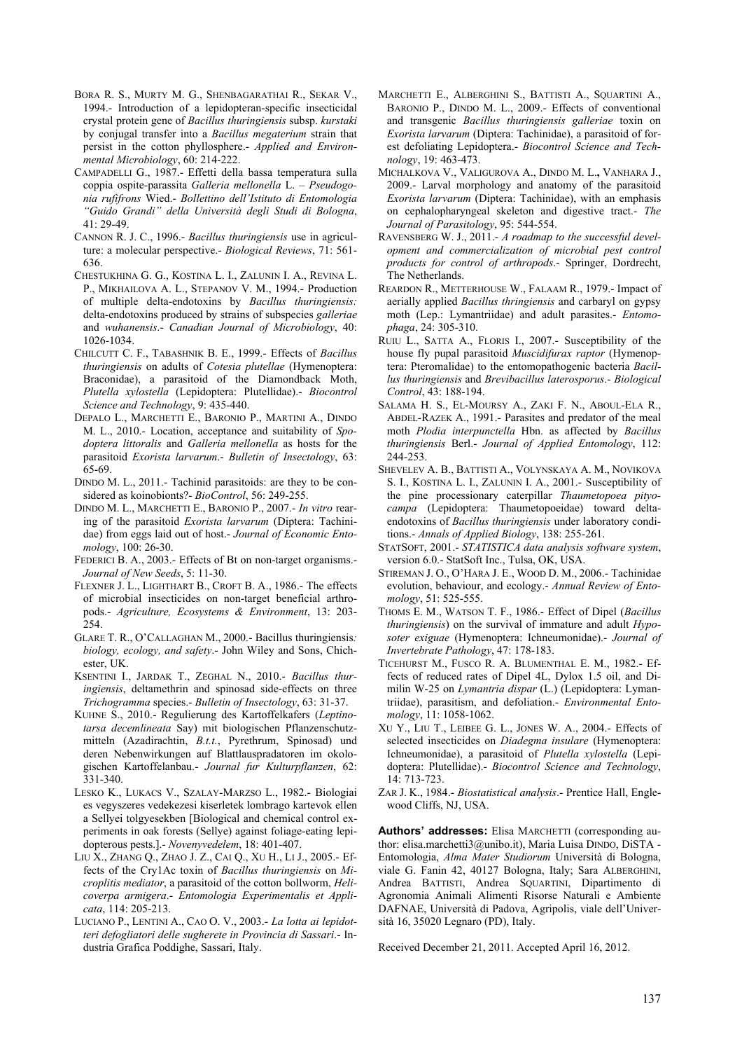BORA R. S., MURTY M. G., SHENBAGARATHAI R., SEKAR V., 1994.- Introduction of a lepidopteran-specific insecticidal crystal protein gene of *Bacillus thuringiensis* subsp. *kurstaki* by conjugal transfer into a *Bacillus megaterium* strain that persist in the cotton phyllosphere.- *Applied and Environmental Microbiology*, 60: 214-222.

CAMPADELLI G., 1987.- Effetti della bassa temperatura sulla coppia ospite-parassita *Galleria mellonella* L. – *Pseudogonia rufifrons* Wied.- *Bollettino dell'Istituto di Entomologia "Guido Grandi" della Università degli Studi di Bologna*, 41: 29-49.

CANNON R. J. C., 1996.- *Bacillus thuringiensis* use in agriculture: a molecular perspective.- *Biological Reviews*, 71: 561-636.

CHESTUKHINA G. G., KOSTINA L. I., ZALUNIN I. A., REVINA L. P., MIKHAILOVA A. L., STEPANOV V. M., 1994.- Production of multiple delta-endotoxins by *Bacillus thuringiensis:* delta-endotoxins produced by strains of subspecies *galleriae* and *wuhanensis*.- *Canadian Journal of Microbiology*, 40: 1026-1034.

CHILCUTT C. F., TABASHNIK B. E., 1999.- Effects of *Bacillus thuringiensis* on adults of *Cotesia plutellae* (Hymenoptera: Braconidae), a parasitoid of the Diamondback Moth, *Plutella xylostella* (Lepidoptera: Plutellidae).- *Biocontrol Science and Technology*, 9: 435-440.

DEPALO L., MARCHETTI E., BARONIO P., MARTINI A., DINDO M. L., 2010.- Location, acceptance and suitability of *Spodoptera littoralis* and *Galleria mellonella* as hosts for the parasitoid *Exorista larvarum*.- *Bulletin of Insectology*, 63: 65-69.

DINDO M. L., 2011.- Tachinid parasitoids: are they to be considered as koinobionts?- *BioControl*, 56: 249-255.

DINDO M. L., MARCHETTI E., BARONIO P., 2007.- *In vitro* rearing of the parasitoid *Exorista larvarum* (Diptera: Tachinidae) from eggs laid out of host.- *Journal of Economic Entomology*, 100: 26-30.

FEDERICI B. A., 2003.- Effects of Bt on non-target organisms.- *Journal of New Seeds*, 5: 11-30.

FLEXNER J. L., LIGHTHART B., CROFT B. A., 1986.- The effects of microbial insecticides on non-target beneficial arthropods.- *Agriculture, Ecosystems & Environment*, 13: 203-254.

GLARE T. R., O'CALLAGHAN M., 2000.- Bacillus thuringiensis*: biology, ecology, and safety*.- John Wiley and Sons, Chichester, UK.

KSENTINI I., JARDAK T., ZEGHAL N., 2010.- *Bacillus thuringiensis*, deltamethrin and spinosad side-effects on three *Trichogramma* species.- *Bulletin of Insectology*, 63: 31-37.

KUHNE S., 2010.- Regulierung des Kartoffelkafers (*Leptinotarsa decemlineata* Say) mit biologischen Pflanzenschutzmitteln (Azadirachtin, *B.t.t.*, Pyrethrum, Spinosad) und deren Nebenwirkungen auf Blattlauspradatoren im okologischen Kartoffelanbau.- *Journal fur Kulturpflanzen*, 62: 331-340.

LESKO K., LUKACS V., SZALAY-MARZSO L., 1982.- Biologiai es vegyszeres vedekezesi kiserletek lombrago kartevok ellen a Sellyei tolgyesekben [Biological and chemical control experiments in oak forests (Sellye) against foliage-eating lepidopterous pests.].- *Novenyvedelem*, 18: 401-407.

LIU X., ZHANG Q., ZHAO J. Z., CAI Q., XU H., LI J., 2005.- Effects of the Cry1Ac toxin of *Bacillus thuringiensis* on *Microplitis mediator*, a parasitoid of the cotton bollworm, *Helicoverpa armigera*.- *Entomologia Experimentalis et Applicata*, 114: 205-213.

LUCIANO P., LENTINI A., CAO O. V., 2003.- *La lotta ai lepidotteri defogliatori delle sugherete in Provincia di Sassari*.- Industria Grafica Poddighe, Sassari, Italy.

MARCHETTI E., ALBERGHINI S., BATTISTI A., SQUARTINI A., BARONIO P., DINDO M. L., 2009.- Effects of conventional and transgenic *Bacillus thuringiensis galleriae* toxin on *Exorista larvarum* (Diptera: Tachinidae), a parasitoid of forest defoliating Lepidoptera.- *Biocontrol Science and Technology*, 19: 463-473.

MICHALKOVA V., VALIGUROVA A., DINDO M. L., VANHARA J., 2009.- Larval morphology and anatomy of the parasitoid *Exorista larvarum* (Diptera: Tachinidae), with an emphasis on cephalopharyngeal skeleton and digestive tract.- *The Journal of Parasitology*, 95: 544-554.

RAVENSBERG W. J., 2011.- *A roadmap to the successful development and commercialization of microbial pest control products for control of arthropods*.- Springer, Dordrecht, The Netherlands.

REARDON R., METTERHOUSE W., FALAAM R., 1979.- Impact of aerially applied *Bacillus thringiensis* and carbaryl on gypsy moth (Lep.: Lymantriidae) and adult parasites.- *Entomophaga*, 24: 305-310.

RUIU L., SATTA A., FLORIS I., 2007.- Susceptibility of the house fly pupal parasitoid *Muscidifurax raptor* (Hymenoptera: Pteromalidae) to the entomopathogenic bacteria *Bacillus thuringiensis* and *Brevibacillus laterosporus*.- *Biological Control*, 43: 188-194.

SALAMA H. S., EL-MOURSY A., ZAKI F. N., ABOUL-ELA R., ABDEL-RAZEK A., 1991.- Parasites and predator of the meal moth *Plodia interpunctella* Hbn. as affected by *Bacillus thuringiensis* Berl.- *Journal of Applied Entomology*, 112: 244-253.

SHEVELEV A. B., BATTISTI A., VOLYNSKAYA A. M., NOVIKOVA S. I., KOSTINA L. I., ZALUNIN I. A., 2001.- Susceptibility of the pine processionary caterpillar *Thaumetopoea pityocampa* (Lepidoptera: Thaumetopoeidae) toward delta-endotoxins of *Bacillus thuringiensis* under laboratory conditions.- *Annals of Applied Biology*, 138: 255-261.

STATSOFT, 2001.- *STATISTICA data analysis software system*, version 6.0.- StatSoft Inc., Tulsa, OK, USA.

STIREMAN J. O., O'HARA J. E., WOOD D. M., 2006.- Tachinidae evolution, behaviour, and ecology.- *Annual Review of Entomology*, 51: 525-555.

THOMS E. M., WATSON T. F., 1986.- Effect of Dipel (*Bacillus thuringiensis*) on the survival of immature and adult *Hyposoter exiguae* (Hymenoptera: Ichneumonidae).- *Journal of Invertebrate Pathology*, 47: 178-183.

TICEHURST M., FUSCO R. A. BLUMENTHAL E. M., 1982.- Effects of reduced rates of Dipel 4L, Dylox 1.5 oil, and Dimilin W-25 on *Lymantria dispar* (L.) (Lepidoptera: Lymantriidae), parasitism, and defoliation.- *Environmental Entomology*, 11: 1058-1062.

XU Y., LIU T., LEIBEE G. L., JONES W. A., 2004.- Effects of selected insecticides on *Diadegma insulare* (Hymenoptera: Ichneumonidae), a parasitoid of *Plutella xylostella* (Lepidoptera: Plutellidae).- *Biocontrol Science and Technology*, 14: 713-723.

ZAR J. K., 1984.- *Biostatistical analysis*.- Prentice Hall, Englewood Cliffs, NJ, USA.

**Authors' addresses:** Elisa MARCHETTI (corresponding author: elisa.marchetti3@unibo.it), Maria Luisa DINDO, DiSTA - Entomologia, *Alma Mater Studiorum* Università di Bologna, viale G. Fanin 42, 40127 Bologna, Italy; Sara ALBERGHINI, Andrea BATTISTI, Andrea SQUARTINI, Dipartimento di Agronomia Animali Alimenti Risorse Naturali e Ambiente DAFNAE, Università di Padova, Agripolis, viale dell'Università 16, 35020 Legnaro (PD), Italy.

Received December 21, 2011. Accepted April 16, 2012.